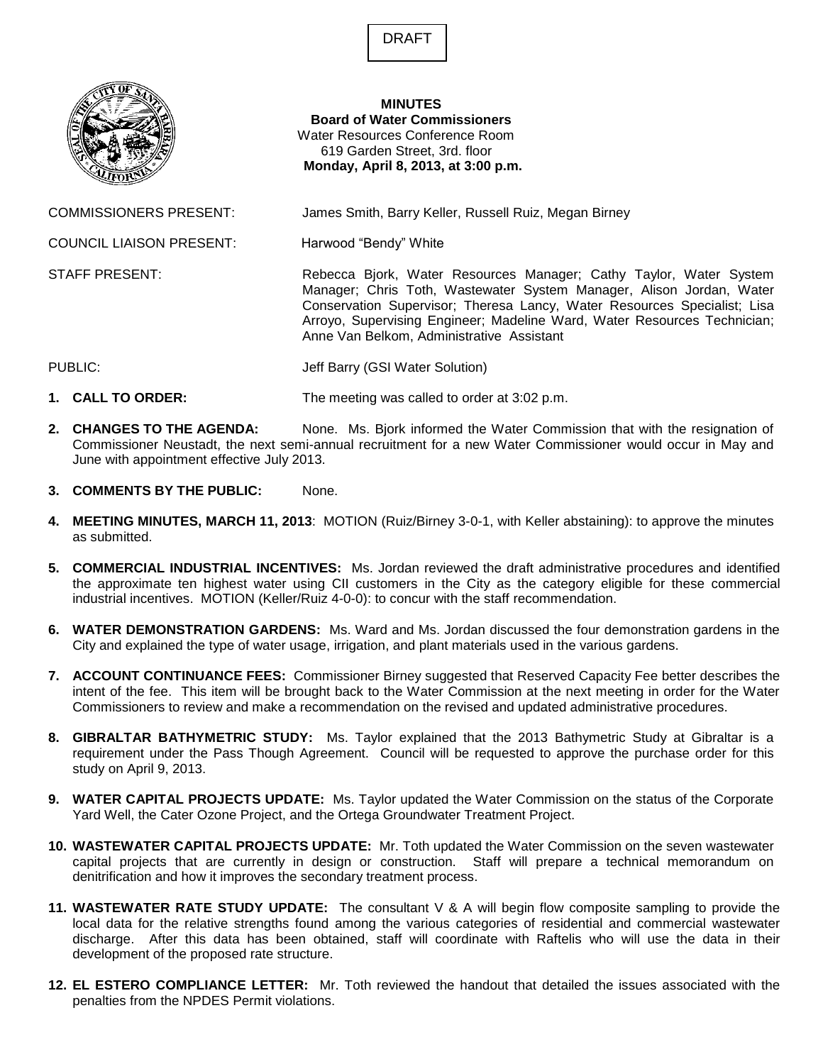DRAFT

**MINUTES**
**Board of Water Commissioners**
Water Resources Conference Room
619 Garden Street, 3rd. floor
**Monday, April 8, 2013, at 3:00 p.m.**

COMMISSIONERS PRESENT: James Smith, Barry Keller, Russell Ruiz, Megan Birney

COUNCIL LIAISON PRESENT: Harwood "Bendy" White

STAFF PRESENT: Rebecca Bjork, Water Resources Manager; Cathy Taylor, Water System Manager; Chris Toth, Wastewater System Manager, Alison Jordan, Water Conservation Supervisor; Theresa Lancy, Water Resources Specialist; Lisa Arroyo, Supervising Engineer; Madeline Ward, Water Resources Technician; Anne Van Belkom, Administrative Assistant

PUBLIC: Jeff Barry (GSI Water Solution)

1. **CALL TO ORDER:** The meeting was called to order at 3:02 p.m.

2. **CHANGES TO THE AGENDA:** None. Ms. Bjork informed the Water Commission that with the resignation of Commissioner Neustadt, the next semi-annual recruitment for a new Water Commissioner would occur in May and June with appointment effective July 2013.

3. **COMMENTS BY THE PUBLIC:** None.

4. **MEETING MINUTES, MARCH 11, 2013**: MOTION (Ruiz/Birney 3-0-1, with Keller abstaining): to approve the minutes as submitted.

5. **COMMERCIAL INDUSTRIAL INCENTIVES:** Ms. Jordan reviewed the draft administrative procedures and identified the approximate ten highest water using CII customers in the City as the category eligible for these commercial industrial incentives. MOTION (Keller/Ruiz 4-0-0): to concur with the staff recommendation.

6. **WATER DEMONSTRATION GARDENS:** Ms. Ward and Ms. Jordan discussed the four demonstration gardens in the City and explained the type of water usage, irrigation, and plant materials used in the various gardens.

7. **ACCOUNT CONTINUANCE FEES:** Commissioner Birney suggested that Reserved Capacity Fee better describes the intent of the fee. This item will be brought back to the Water Commission at the next meeting in order for the Water Commissioners to review and make a recommendation on the revised and updated administrative procedures.

8. **GIBRALTAR BATHYMETRIC STUDY:** Ms. Taylor explained that the 2013 Bathymetric Study at Gibraltar is a requirement under the Pass Though Agreement. Council will be requested to approve the purchase order for this study on April 9, 2013.

9. **WATER CAPITAL PROJECTS UPDATE:** Ms. Taylor updated the Water Commission on the status of the Corporate Yard Well, the Cater Ozone Project, and the Ortega Groundwater Treatment Project.

10. **WASTEWATER CAPITAL PROJECTS UPDATE:** Mr. Toth updated the Water Commission on the seven wastewater capital projects that are currently in design or construction. Staff will prepare a technical memorandum on denitrification and how it improves the secondary treatment process.

11. **WASTEWATER RATE STUDY UPDATE:** The consultant V & A will begin flow composite sampling to provide the local data for the relative strengths found among the various categories of residential and commercial wastewater discharge. After this data has been obtained, staff will coordinate with Raftelis who will use the data in their development of the proposed rate structure.

12. **EL ESTERO COMPLIANCE LETTER:** Mr. Toth reviewed the handout that detailed the issues associated with the penalties from the NPDES Permit violations.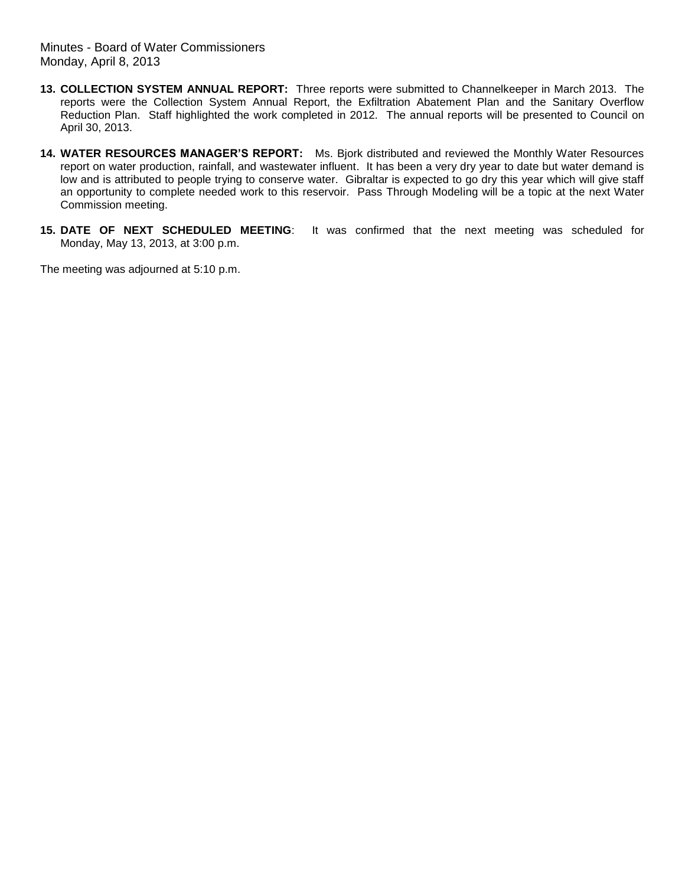**13. COLLECTION SYSTEM ANNUAL REPORT:** Three reports were submitted to Channelkeeper in March 2013. The reports were the Collection System Annual Report, the Exfiltration Abatement Plan and the Sanitary Overflow Reduction Plan. Staff highlighted the work completed in 2012. The annual reports will be presented to Council on April 30, 2013.

**14. WATER RESOURCES MANAGER'S REPORT:** Ms. Bjork distributed and reviewed the Monthly Water Resources report on water production, rainfall, and wastewater influent. It has been a very dry year to date but water demand is low and is attributed to people trying to conserve water. Gibraltar is expected to go dry this year which will give staff an opportunity to complete needed work to this reservoir. Pass Through Modeling will be a topic at the next Water Commission meeting.

**15. DATE OF NEXT SCHEDULED MEETING**: It was confirmed that the next meeting was scheduled for Monday, May 13, 2013, at 3:00 p.m.

The meeting was adjourned at 5:10 p.m.